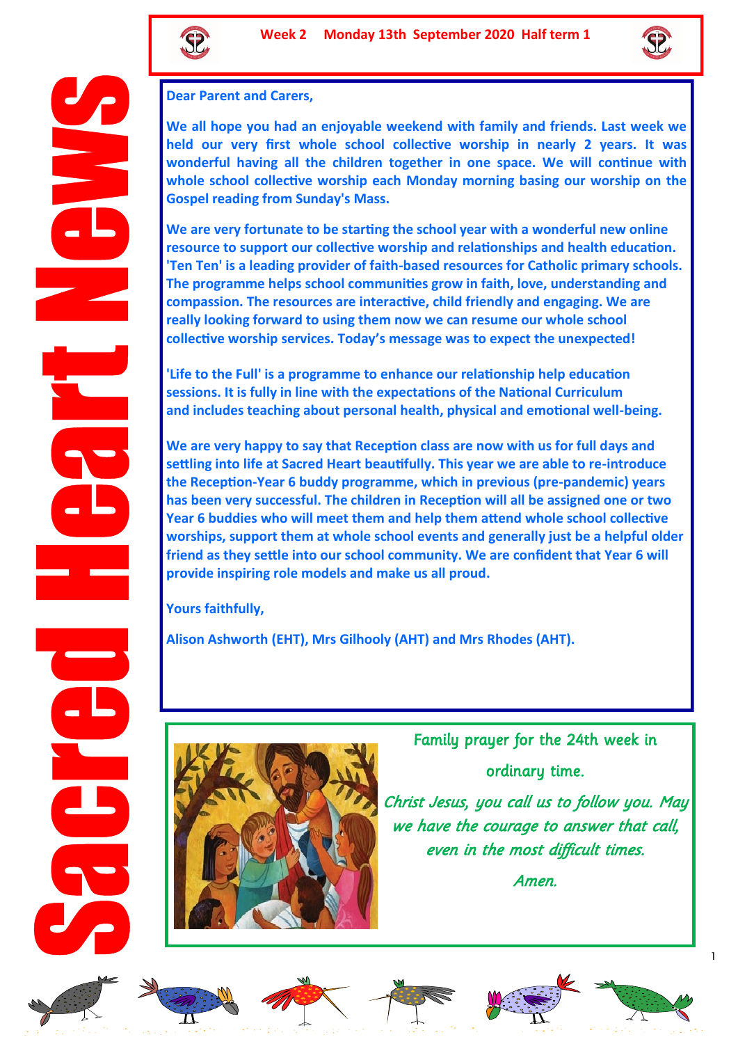# Sacred Heart News

**Week 2 Monday 13th September 2020 Half term 1**

**Dear Parent and Carers,**

**We all hope you had an enjoyable weekend with family and friends. Last week we held our very first whole school collective worship in nearly 2 years. It was wonderful having all the children together in one space. We will continue with whole school collective worship each Monday morning basing our worship on the Gospel reading from Sunday's Mass.**

**We are very fortunate to be starting the school year with a wonderful new online resource to support our collective worship and relationships and health education. 'Ten Ten' is a leading provider of faith-based resources for Catholic primary schools. The programme helps school communities grow in faith, love, understanding and compassion. The resources are interactive, child friendly and engaging. We are really looking forward to using them now we can resume our whole school collective worship services. Today's message was to expect the unexpected!**

**'Life to the Full' is a programme to enhance our relationship help education sessions. It is fully in line with the expectations of the National Curriculum and includes teaching about personal health, physical and emotional well-being.**

**We are very happy to say that Reception class are now with us for full days and settling into life at Sacred Heart beautifully. This year we are able to re-introduce the Reception-Year 6 buddy programme, which in previous (pre-pandemic) years has been very successful. The children in Reception will all be assigned one or two Year 6 buddies who will meet them and help them attend whole school collective worships, support them at whole school events and generally just be a helpful older friend as they settle into our school community. We are confident that Year 6 will provide inspiring role models and make us all proud.**

**Yours faithfully,**

**Alison Ashworth (EHT), Mrs Gilhooly (AHT) and Mrs Rhodes (AHT).**

Family prayer for the 24th week in ordinary time.

*Christ Jesus, you call us to follow you. May we have the courage to answer that call, even in the most difficult times.*

*Amen.*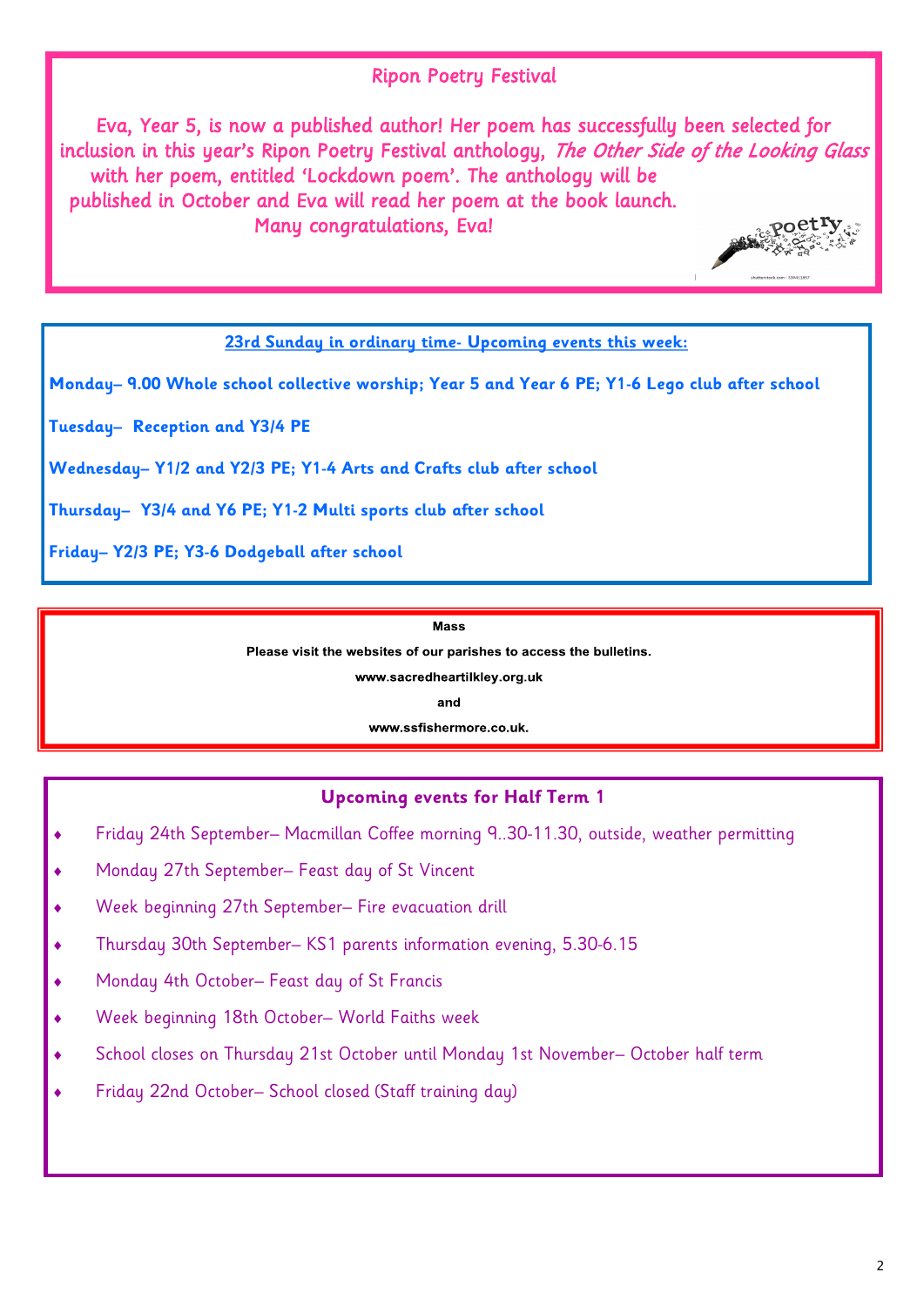## Ripon Poetry Festival

Eva, Year 5, is now a published author! Her poem has successfully been selected for inclusion in this year's Ripon Poetry Festival anthology, *The Other Side of the Looking Glass* with her poem, entitled 'Lockdown poem'. The anthology will be published in October and Eva will read her poem at the book launch.

Many congratulations, Eva!

## 23rd Sunday in ordinary time- Upcoming events this week:

**Monday– 9.00 Whole school collective worship; Year 5 and Year 6 PE; Y1-6 Lego club after school**

**Tuesday– Reception and Y3/4 PE**

**Wednesday– Y1/2 and Y2/3 PE; Y1-4 Arts and Crafts club after school**

**Thursday– Y3/4 and Y6 PE; Y1-2 Multi sports club after school**

**Friday– Y2/3 PE; Y3-6 Dodgeball after school**

**Mass**

**Please visit the websites of our parishes to access the bulletins.**

**www.sacredheartilkley.org.uk**

**and**

**www.ssfishermore.co.uk.**

## Upcoming events for Half Term 1

- Friday 24th September– Macmillan Coffee morning 9..30-11.30, outside, weather permitting
- Monday 27th September– Feast day of St Vincent
- Week beginning 27th September– Fire evacuation drill
- Thursday 30th September– KS1 parents information evening, 5.30-6.15
- Monday 4th October– Feast day of St Francis
- Week beginning 18th October– World Faiths week
- School closes on Thursday 21st October until Monday 1st November– October half term
- Friday 22nd October– School closed (Staff training day)